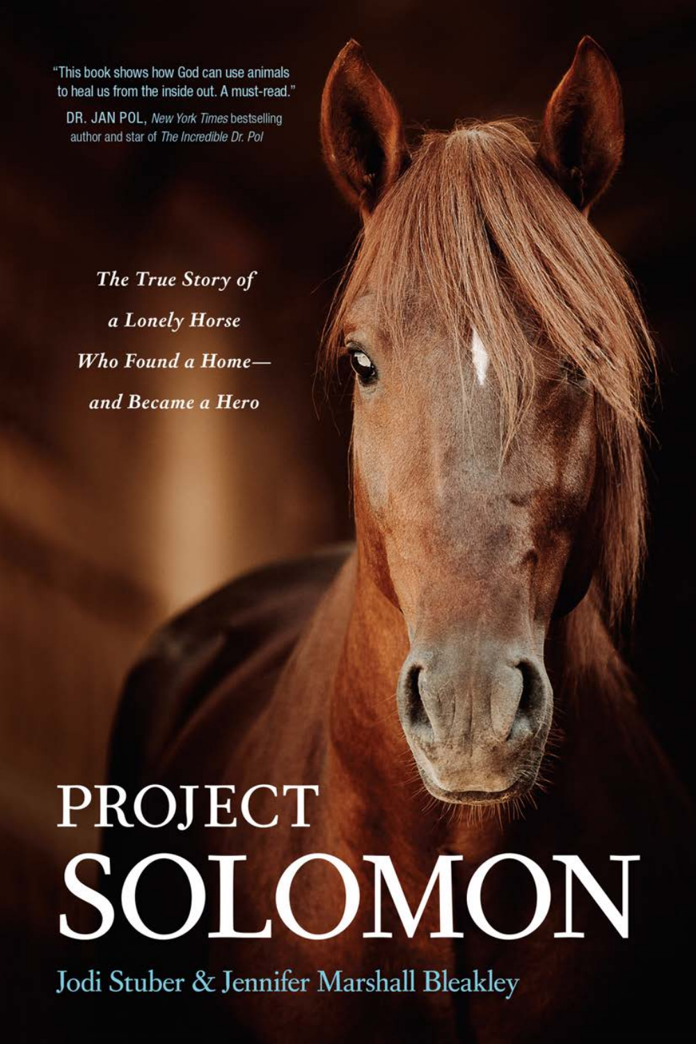"This book shows how God can use animals to heal us from the inside out. A must-read."

DR. JAN POL, *New York Times* bestselling author and star of *The Incredible Dr. Pol*

*The True Story of a Lonely Horse Who Found a Home— and Became a Hero*

# PROJECT SOLOMON

Jodi Stuber & Jennifer Marshall Bleakley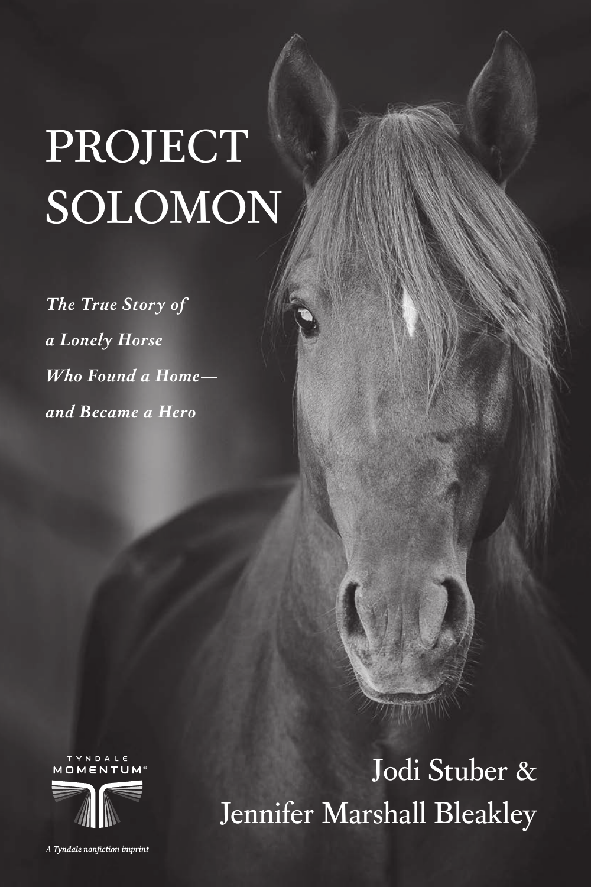# PROJECT SOLOMON

***The True Story of a Lonely Horse Who Found a Home— and Became a Hero***

TYNDALE MOMENTUM®

*A Tyndale nonfiction imprint*

Jodi Stuber & Jennifer Marshall Bleakley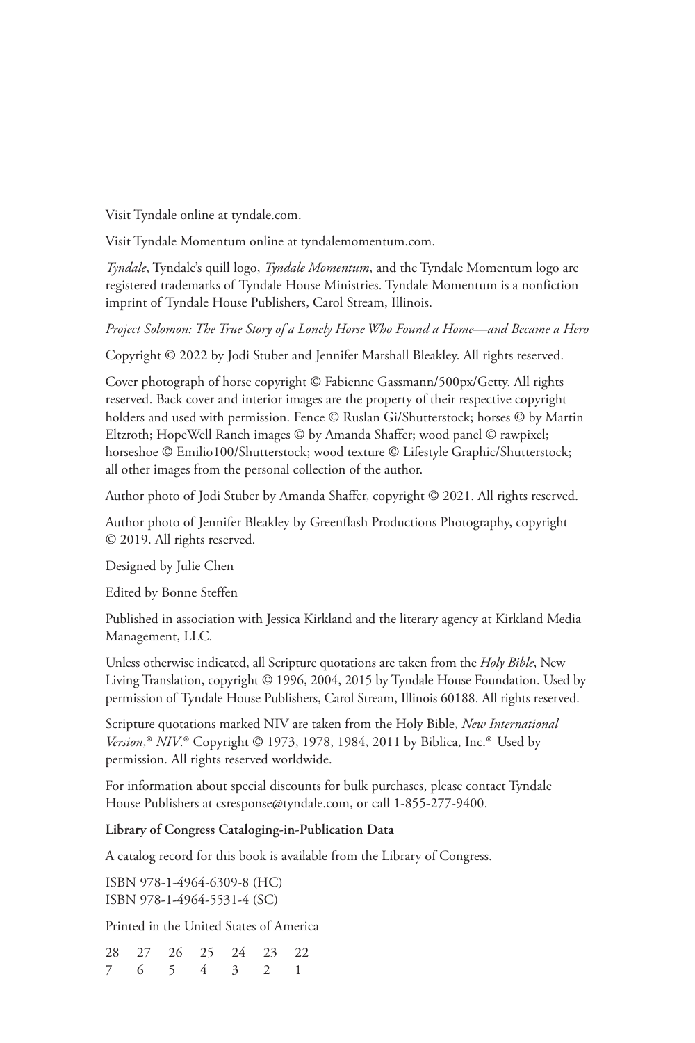Visit Tyndale online at tyndale.com.

Visit Tyndale Momentum online at tyndalemomentum.com.

*Tyndale*, Tyndale's quill logo, *Tyndale Momentum*, and the Tyndale Momentum logo are registered trademarks of Tyndale House Ministries. Tyndale Momentum is a nonfiction imprint of Tyndale House Publishers, Carol Stream, Illinois.

*Project Solomon: The True Story of a Lonely Horse Who Found a Home—and Became a Hero*

Copyright © 2022 by Jodi Stuber and Jennifer Marshall Bleakley. All rights reserved.

Cover photograph of horse copyright © Fabienne Gassmann/500px/Getty. All rights reserved. Back cover and interior images are the property of their respective copyright holders and used with permission. Fence © Ruslan Gi/Shutterstock; horses © by Martin Eltzroth; HopeWell Ranch images © by Amanda Shaffer; wood panel © rawpixel; horseshoe © Emilio100/Shutterstock; wood texture © Lifestyle Graphic/Shutterstock; all other images from the personal collection of the author.

Author photo of Jodi Stuber by Amanda Shaffer, copyright © 2021. All rights reserved.

Author photo of Jennifer Bleakley by Greenflash Productions Photography, copyright © 2019. All rights reserved.

Designed by Julie Chen

Edited by Bonne Steffen

Published in association with Jessica Kirkland and the literary agency at Kirkland Media Management, LLC.

Unless otherwise indicated, all Scripture quotations are taken from the *Holy Bible*, New Living Translation, copyright © 1996, 2004, 2015 by Tyndale House Foundation. Used by permission of Tyndale House Publishers, Carol Stream, Illinois 60188. All rights reserved.

Scripture quotations marked NIV are taken from the Holy Bible, *New International Version*,® *NIV*.® Copyright © 1973, 1978, 1984, 2011 by Biblica, Inc.® Used by permission. All rights reserved worldwide.

For information about special discounts for bulk purchases, please contact Tyndale House Publishers at csresponse@tyndale.com, or call 1-855-277-9400.

**Library of Congress Cataloging-in-Publication Data**

A catalog record for this book is available from the Library of Congress.

ISBN 978-1-4964-6309-8 (HC)
ISBN 978-1-4964-5531-4 (SC)

Printed in the United States of America

28 27 26 25 24 23 22
7 6 5 4 3 2 1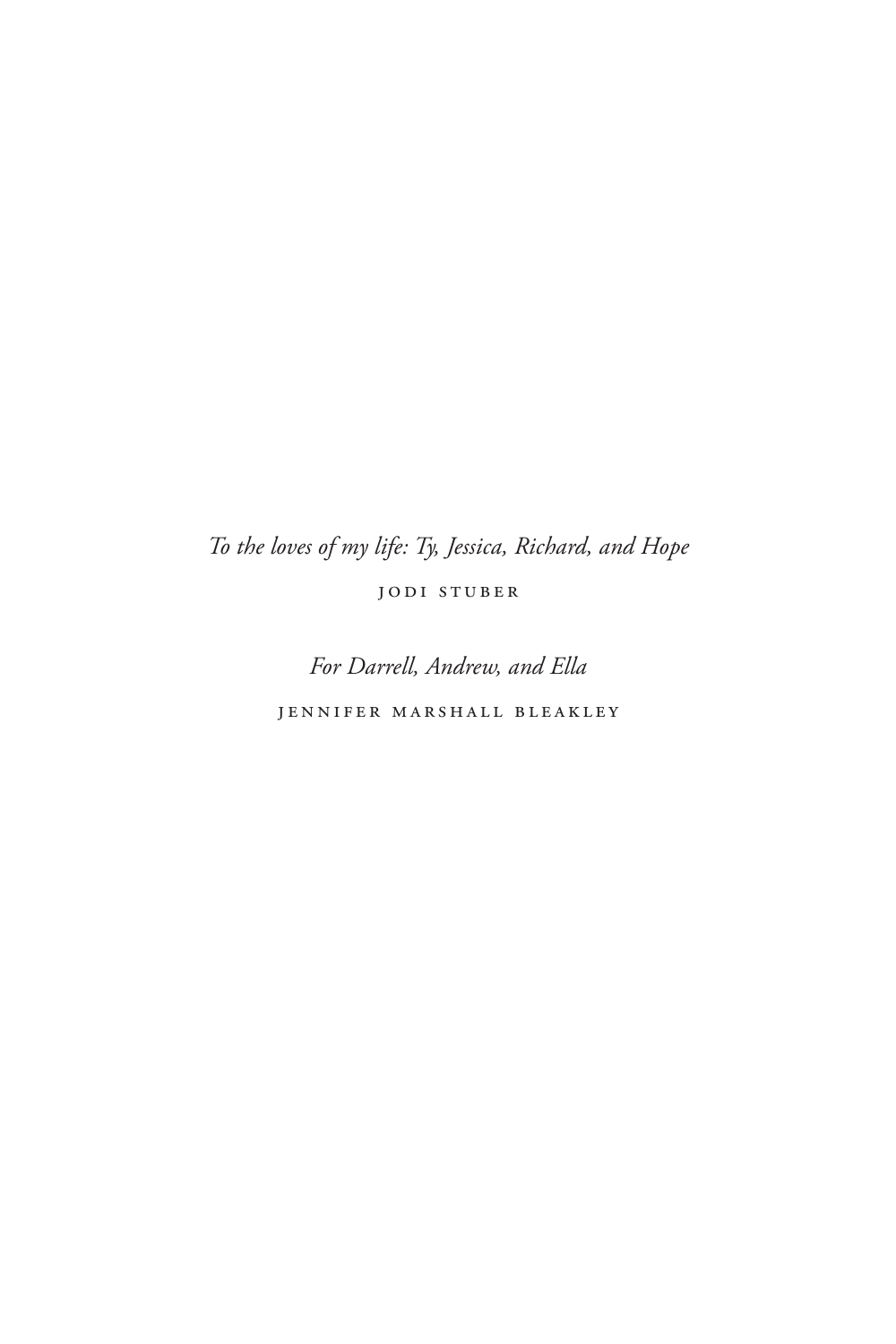*To the loves of my life: Ty, Jessica, Richard, and Hope*

JODI STUBER

*For Darrell, Andrew, and Ella*

JENNIFER MARSHALL BLEAKLEY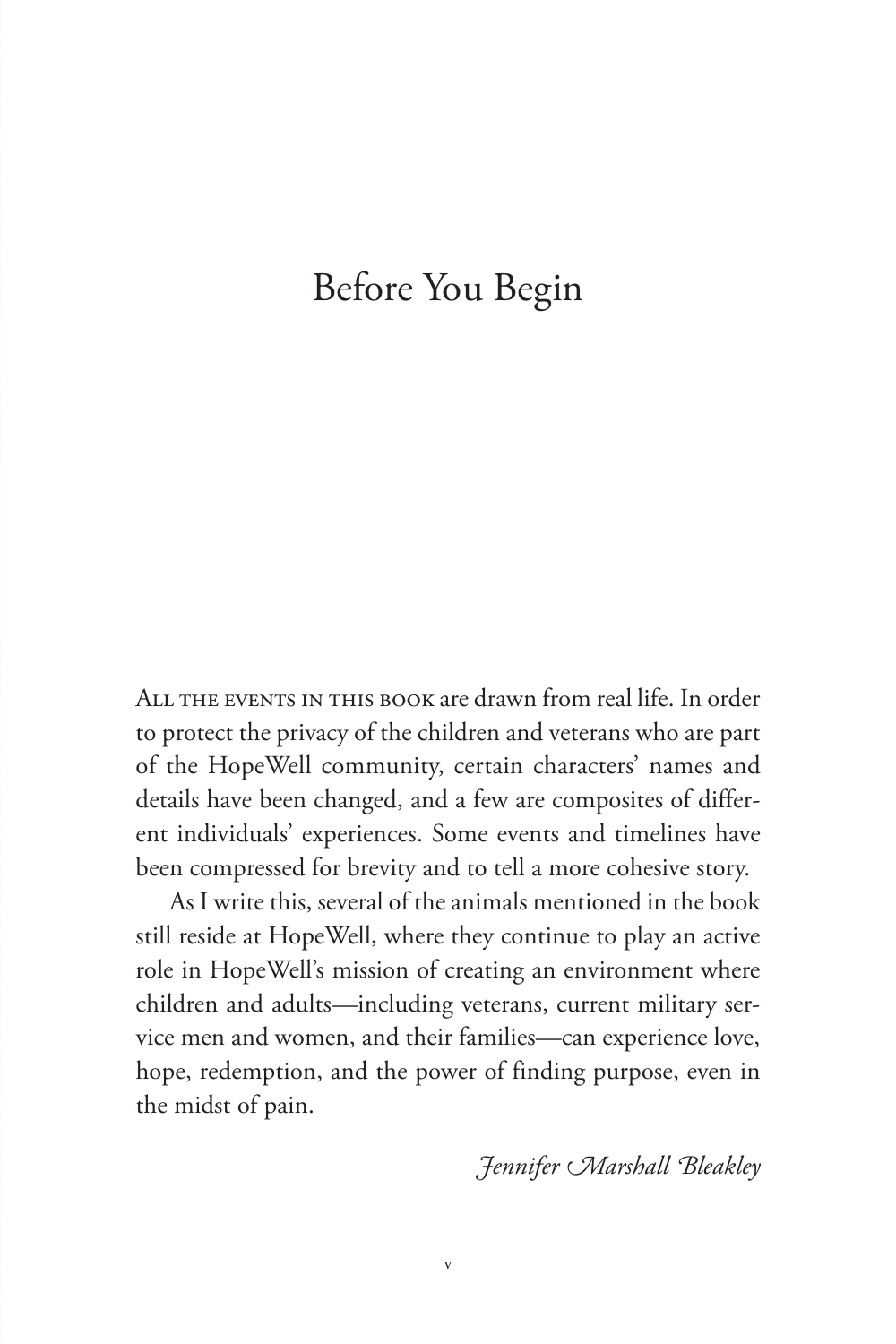# Before You Begin

All the events in this book are drawn from real life. In order to protect the privacy of the children and veterans who are part of the HopeWell community, certain characters' names and details have been changed, and a few are composites of different individuals' experiences. Some events and timelines have been compressed for brevity and to tell a more cohesive story.

As I write this, several of the animals mentioned in the book still reside at HopeWell, where they continue to play an active role in HopeWell's mission of creating an environment where children and adults—including veterans, current military service men and women, and their families—can experience love, hope, redemption, and the power of finding purpose, even in the midst of pain.

*Jennifer Marshall Bleakley*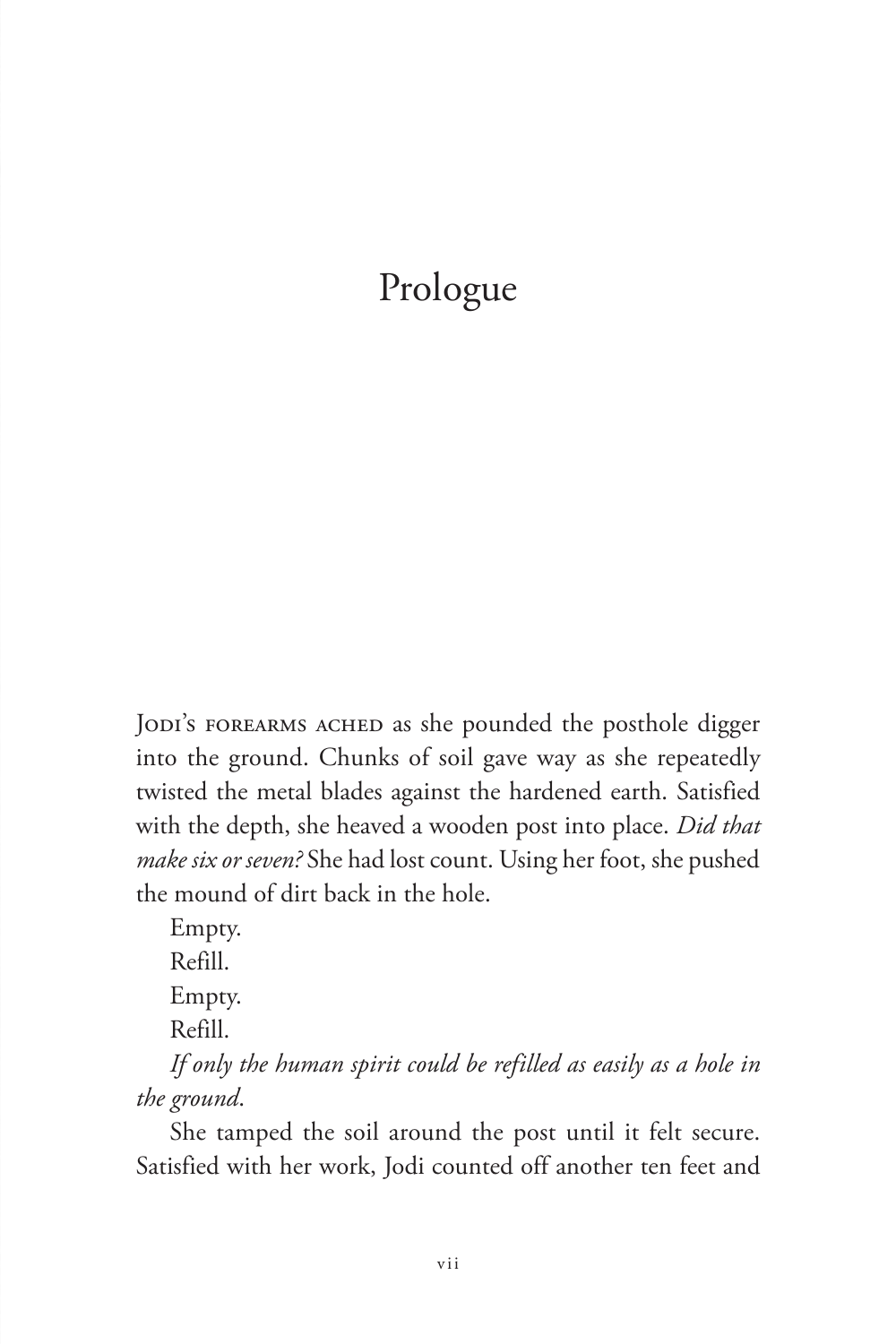# Prologue

Jodi's forearms ached as she pounded the posthole digger into the ground. Chunks of soil gave way as she repeatedly twisted the metal blades against the hardened earth. Satisfied with the depth, she heaved a wooden post into place. *Did that make six or seven?* She had lost count. Using her foot, she pushed the mound of dirt back in the hole.

Empty.

Refill.

Empty.

Refill.

*If only the human spirit could be refilled as easily as a hole in the ground*.

She tamped the soil around the post until it felt secure. Satisfied with her work, Jodi counted off another ten feet and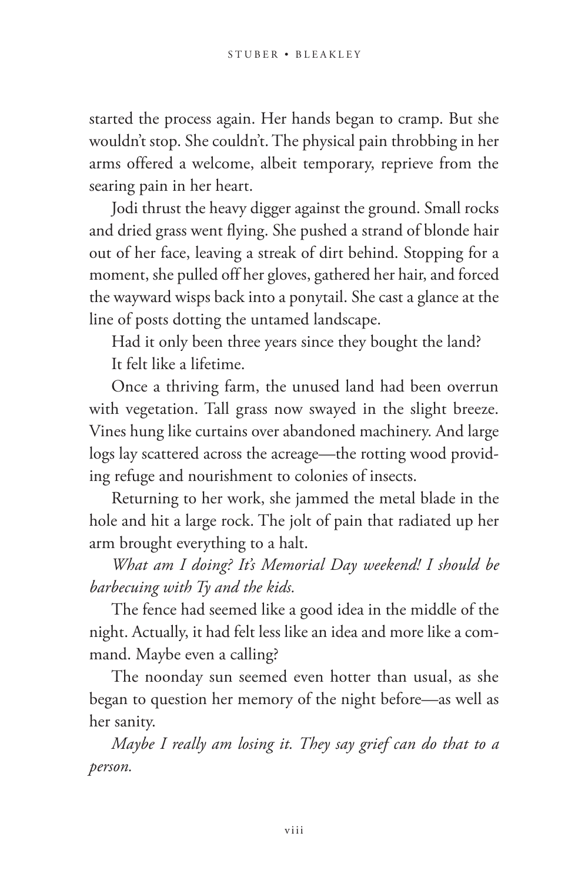started the process again. Her hands began to cramp. But she wouldn't stop. She couldn't. The physical pain throbbing in her arms offered a welcome, albeit temporary, reprieve from the searing pain in her heart.

Jodi thrust the heavy digger against the ground. Small rocks and dried grass went flying. She pushed a strand of blonde hair out of her face, leaving a streak of dirt behind. Stopping for a moment, she pulled off her gloves, gathered her hair, and forced the wayward wisps back into a ponytail. She cast a glance at the line of posts dotting the untamed landscape.

Had it only been three years since they bought the land?

It felt like a lifetime.

Once a thriving farm, the unused land had been overrun with vegetation. Tall grass now swayed in the slight breeze. Vines hung like curtains over abandoned machinery. And large logs lay scattered across the acreage—the rotting wood providing refuge and nourishment to colonies of insects.

Returning to her work, she jammed the metal blade in the hole and hit a large rock. The jolt of pain that radiated up her arm brought everything to a halt.

*What am I doing? It's Memorial Day weekend! I should be barbecuing with Ty and the kids.*

The fence had seemed like a good idea in the middle of the night. Actually, it had felt less like an idea and more like a command. Maybe even a calling?

The noonday sun seemed even hotter than usual, as she began to question her memory of the night before—as well as her sanity.

*Maybe I really am losing it. They say grief can do that to a person.*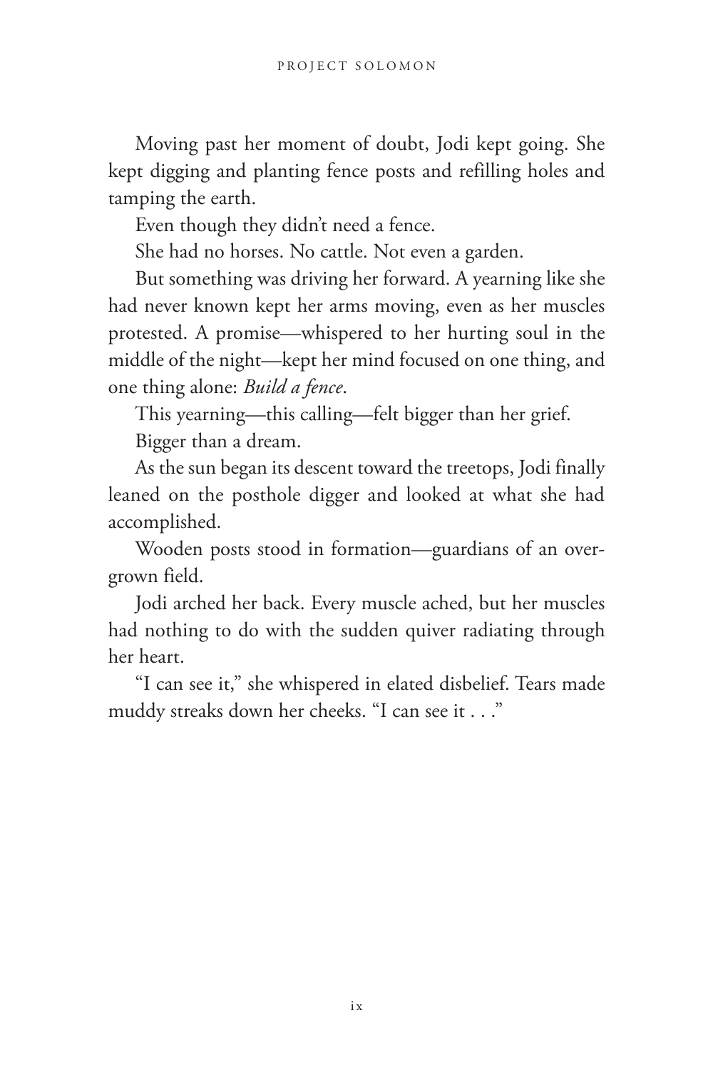Moving past her moment of doubt, Jodi kept going. She kept digging and planting fence posts and refilling holes and tamping the earth.

Even though they didn't need a fence.

She had no horses. No cattle. Not even a garden.

But something was driving her forward. A yearning like she had never known kept her arms moving, even as her muscles protested. A promise—whispered to her hurting soul in the middle of the night—kept her mind focused on one thing, and one thing alone: *Build a fence*.

This yearning—this calling—felt bigger than her grief.

Bigger than a dream.

As the sun began its descent toward the treetops, Jodi finally leaned on the posthole digger and looked at what she had accomplished.

Wooden posts stood in formation—guardians of an overgrown field.

Jodi arched her back. Every muscle ached, but her muscles had nothing to do with the sudden quiver radiating through her heart.

"I can see it," she whispered in elated disbelief. Tears made muddy streaks down her cheeks. "I can see it . . ."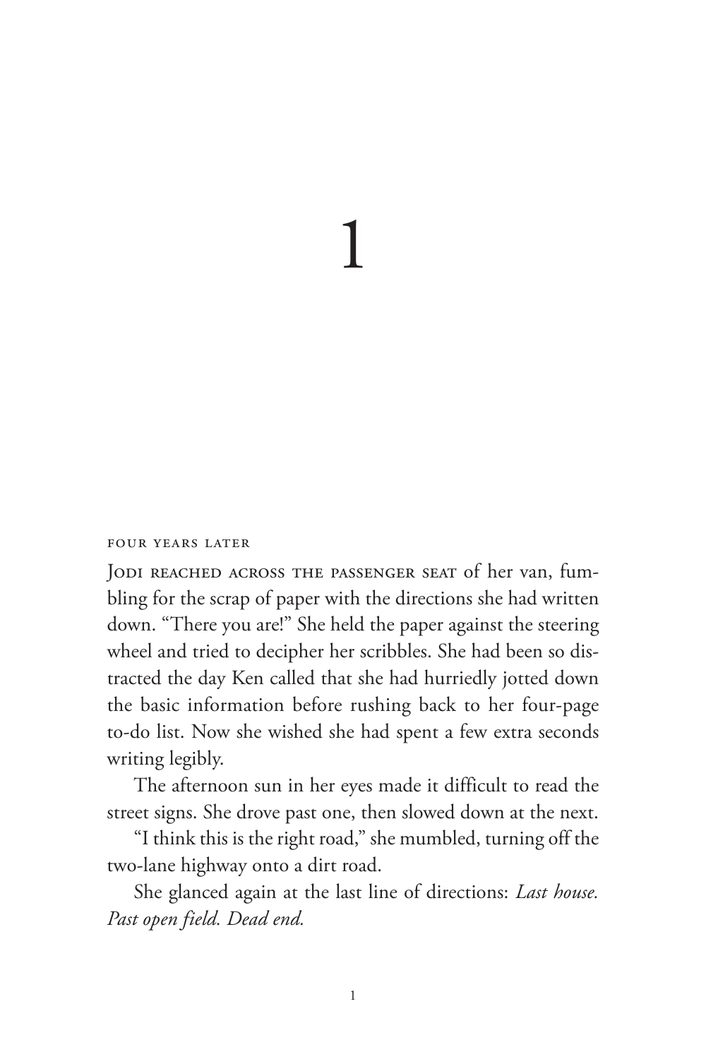# 1

FOUR YEARS LATER

JODI REACHED ACROSS THE PASSENGER SEAT of her van, fumbling for the scrap of paper with the directions she had written down. "There you are!" She held the paper against the steering wheel and tried to decipher her scribbles. She had been so distracted the day Ken called that she had hurriedly jotted down the basic information before rushing back to her four-page to-do list. Now she wished she had spent a few extra seconds writing legibly.

The afternoon sun in her eyes made it difficult to read the street signs. She drove past one, then slowed down at the next.

"I think this is the right road," she mumbled, turning off the two-lane highway onto a dirt road.

She glanced again at the last line of directions: *Last house. Past open field. Dead end.*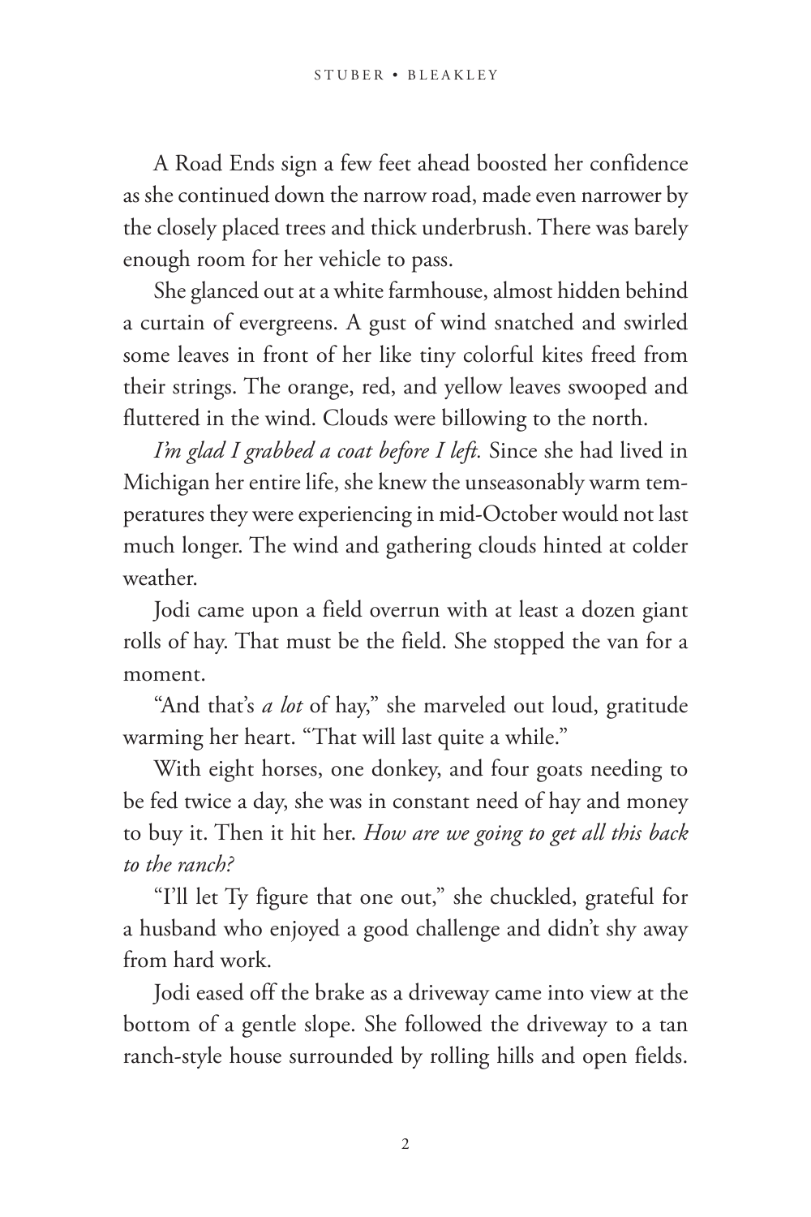A Road Ends sign a few feet ahead boosted her confidence as she continued down the narrow road, made even narrower by the closely placed trees and thick underbrush. There was barely enough room for her vehicle to pass.

She glanced out at a white farmhouse, almost hidden behind a curtain of evergreens. A gust of wind snatched and swirled some leaves in front of her like tiny colorful kites freed from their strings. The orange, red, and yellow leaves swooped and fluttered in the wind. Clouds were billowing to the north.

*I'm glad I grabbed a coat before I left.* Since she had lived in Michigan her entire life, she knew the unseasonably warm temperatures they were experiencing in mid-October would not last much longer. The wind and gathering clouds hinted at colder weather.

Jodi came upon a field overrun with at least a dozen giant rolls of hay. That must be the field. She stopped the van for a moment.

"And that's *a lot* of hay," she marveled out loud, gratitude warming her heart. "That will last quite a while."

With eight horses, one donkey, and four goats needing to be fed twice a day, she was in constant need of hay and money to buy it. Then it hit her. *How are we going to get all this back to the ranch?*

"I'll let Ty figure that one out," she chuckled, grateful for a husband who enjoyed a good challenge and didn't shy away from hard work.

Jodi eased off the brake as a driveway came into view at the bottom of a gentle slope. She followed the driveway to a tan ranch-style house surrounded by rolling hills and open fields.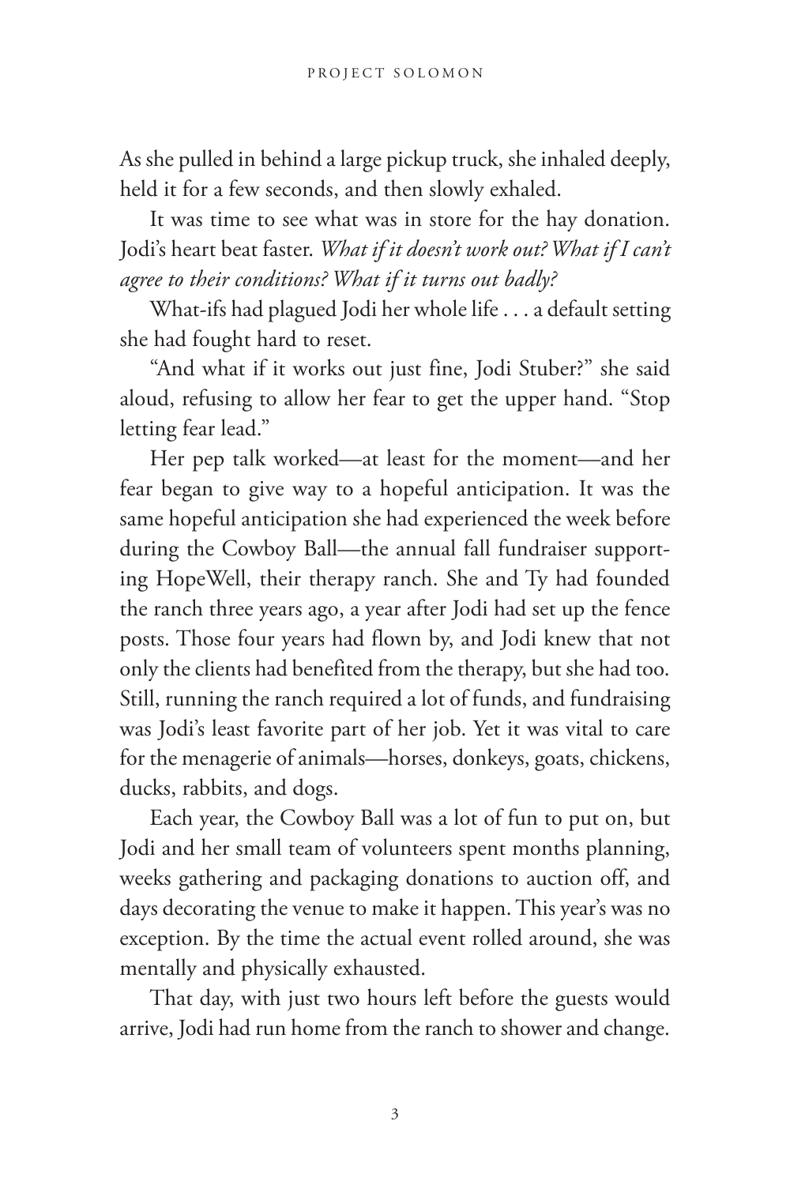As she pulled in behind a large pickup truck, she inhaled deeply, held it for a few seconds, and then slowly exhaled.

It was time to see what was in store for the hay donation. Jodi's heart beat faster. *What if it doesn't work out? What if I can't agree to their conditions? What if it turns out badly?*

What-ifs had plagued Jodi her whole life . . . a default setting she had fought hard to reset.

"And what if it works out just fine, Jodi Stuber?" she said aloud, refusing to allow her fear to get the upper hand. "Stop letting fear lead."

Her pep talk worked—at least for the moment—and her fear began to give way to a hopeful anticipation. It was the same hopeful anticipation she had experienced the week before during the Cowboy Ball—the annual fall fundraiser supporting HopeWell, their therapy ranch. She and Ty had founded the ranch three years ago, a year after Jodi had set up the fence posts. Those four years had flown by, and Jodi knew that not only the clients had benefited from the therapy, but she had too. Still, running the ranch required a lot of funds, and fundraising was Jodi's least favorite part of her job. Yet it was vital to care for the menagerie of animals—horses, donkeys, goats, chickens, ducks, rabbits, and dogs.

Each year, the Cowboy Ball was a lot of fun to put on, but Jodi and her small team of volunteers spent months planning, weeks gathering and packaging donations to auction off, and days decorating the venue to make it happen. This year's was no exception. By the time the actual event rolled around, she was mentally and physically exhausted.

That day, with just two hours left before the guests would arrive, Jodi had run home from the ranch to shower and change.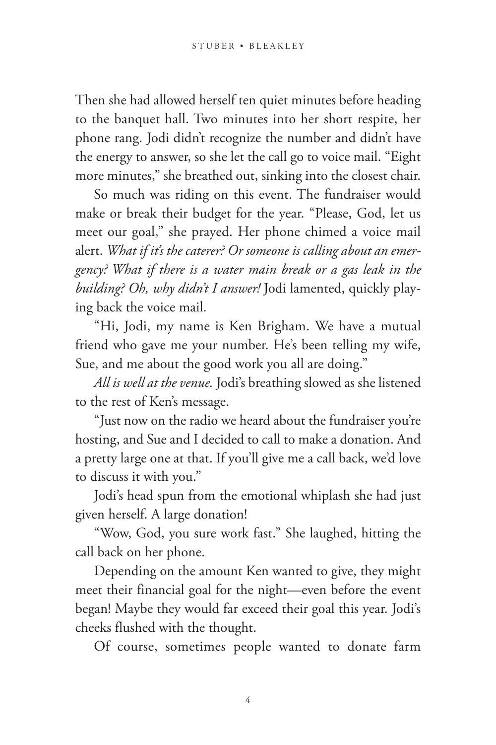Then she had allowed herself ten quiet minutes before heading to the banquet hall. Two minutes into her short respite, her phone rang. Jodi didn't recognize the number and didn't have the energy to answer, so she let the call go to voice mail. "Eight more minutes," she breathed out, sinking into the closest chair.

So much was riding on this event. The fundraiser would make or break their budget for the year. "Please, God, let us meet our goal," she prayed. Her phone chimed a voice mail alert. *What if it's the caterer? Or someone is calling about an emergency? What if there is a water main break or a gas leak in the building? Oh, why didn't I answer!* Jodi lamented, quickly playing back the voice mail.

"Hi, Jodi, my name is Ken Brigham. We have a mutual friend who gave me your number. He's been telling my wife, Sue, and me about the good work you all are doing."

*All is well at the venue.* Jodi's breathing slowed as she listened to the rest of Ken's message.

"Just now on the radio we heard about the fundraiser you're hosting, and Sue and I decided to call to make a donation. And a pretty large one at that. If you'll give me a call back, we'd love to discuss it with you."

Jodi's head spun from the emotional whiplash she had just given herself. A large donation!

"Wow, God, you sure work fast." She laughed, hitting the call back on her phone.

Depending on the amount Ken wanted to give, they might meet their financial goal for the night—even before the event began! Maybe they would far exceed their goal this year. Jodi's cheeks flushed with the thought.

Of course, sometimes people wanted to donate farm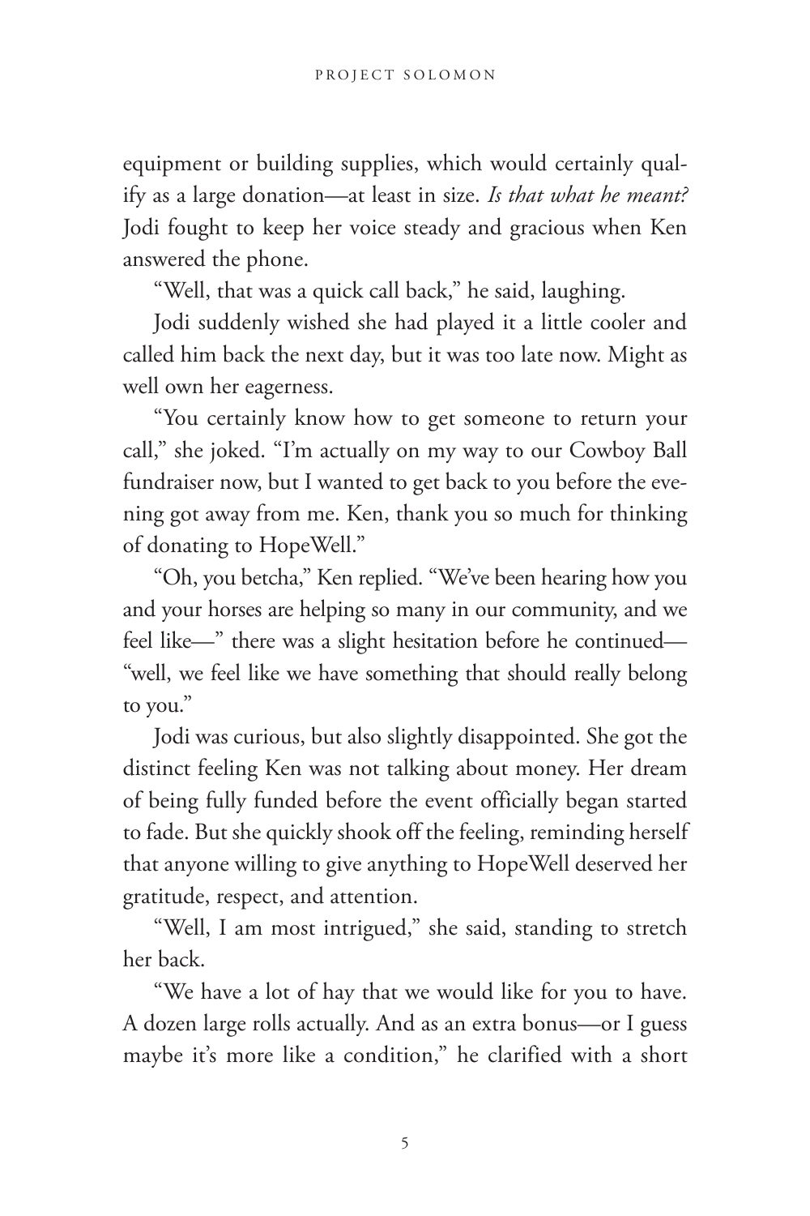equipment or building supplies, which would certainly qualify as a large donation—at least in size. *Is that what he meant?* Jodi fought to keep her voice steady and gracious when Ken answered the phone.

"Well, that was a quick call back," he said, laughing.

Jodi suddenly wished she had played it a little cooler and called him back the next day, but it was too late now. Might as well own her eagerness.

"You certainly know how to get someone to return your call," she joked. "I'm actually on my way to our Cowboy Ball fundraiser now, but I wanted to get back to you before the evening got away from me. Ken, thank you so much for thinking of donating to HopeWell."

"Oh, you betcha," Ken replied. "We've been hearing how you and your horses are helping so many in our community, and we feel like—" there was a slight hesitation before he continued—"well, we feel like we have something that should really belong to you."

Jodi was curious, but also slightly disappointed. She got the distinct feeling Ken was not talking about money. Her dream of being fully funded before the event officially began started to fade. But she quickly shook off the feeling, reminding herself that anyone willing to give anything to HopeWell deserved her gratitude, respect, and attention.

"Well, I am most intrigued," she said, standing to stretch her back.

"We have a lot of hay that we would like for you to have. A dozen large rolls actually. And as an extra bonus—or I guess maybe it's more like a condition," he clarified with a short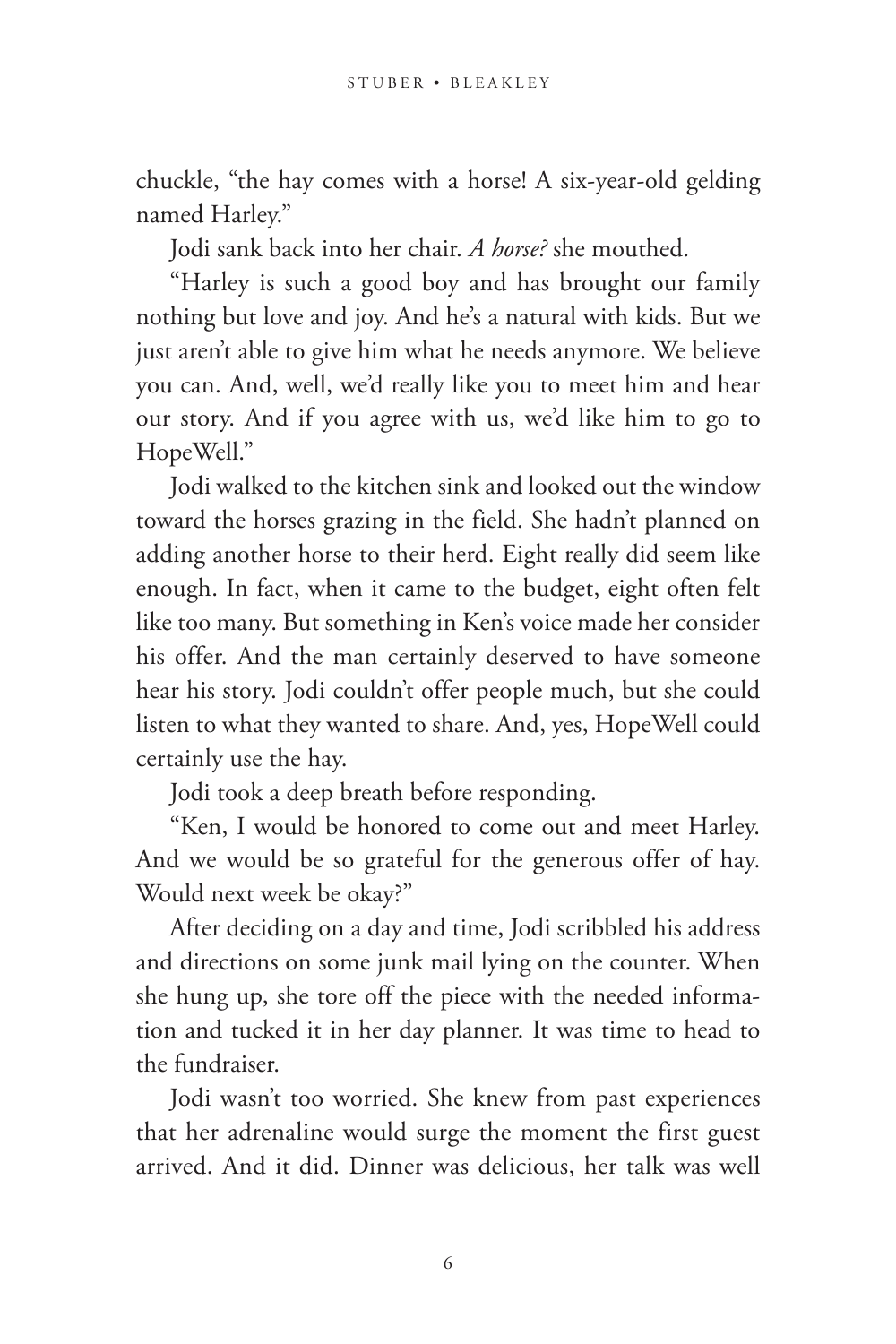chuckle, "the hay comes with a horse! A six-year-old gelding named Harley."

Jodi sank back into her chair. *A horse?* she mouthed.

"Harley is such a good boy and has brought our family nothing but love and joy. And he's a natural with kids. But we just aren't able to give him what he needs anymore. We believe you can. And, well, we'd really like you to meet him and hear our story. And if you agree with us, we'd like him to go to HopeWell."

Jodi walked to the kitchen sink and looked out the window toward the horses grazing in the field. She hadn't planned on adding another horse to their herd. Eight really did seem like enough. In fact, when it came to the budget, eight often felt like too many. But something in Ken's voice made her consider his offer. And the man certainly deserved to have someone hear his story. Jodi couldn't offer people much, but she could listen to what they wanted to share. And, yes, HopeWell could certainly use the hay.

Jodi took a deep breath before responding.

"Ken, I would be honored to come out and meet Harley. And we would be so grateful for the generous offer of hay. Would next week be okay?"

After deciding on a day and time, Jodi scribbled his address and directions on some junk mail lying on the counter. When she hung up, she tore off the piece with the needed information and tucked it in her day planner. It was time to head to the fundraiser.

Jodi wasn't too worried. She knew from past experiences that her adrenaline would surge the moment the first guest arrived. And it did. Dinner was delicious, her talk was well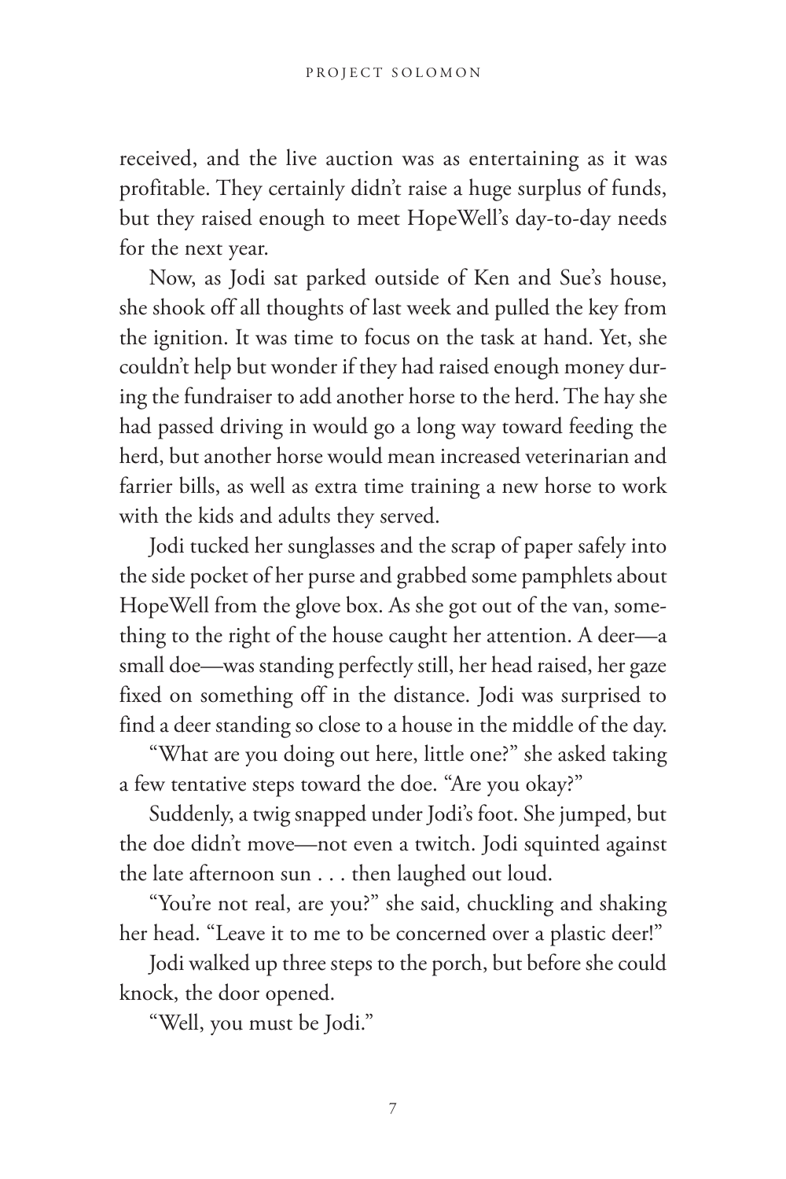received, and the live auction was as entertaining as it was profitable. They certainly didn't raise a huge surplus of funds, but they raised enough to meet HopeWell's day-to-day needs for the next year.

Now, as Jodi sat parked outside of Ken and Sue's house, she shook off all thoughts of last week and pulled the key from the ignition. It was time to focus on the task at hand. Yet, she couldn't help but wonder if they had raised enough money during the fundraiser to add another horse to the herd. The hay she had passed driving in would go a long way toward feeding the herd, but another horse would mean increased veterinarian and farrier bills, as well as extra time training a new horse to work with the kids and adults they served.

Jodi tucked her sunglasses and the scrap of paper safely into the side pocket of her purse and grabbed some pamphlets about HopeWell from the glove box. As she got out of the van, something to the right of the house caught her attention. A deer—a small doe—was standing perfectly still, her head raised, her gaze fixed on something off in the distance. Jodi was surprised to find a deer standing so close to a house in the middle of the day.

"What are you doing out here, little one?" she asked taking a few tentative steps toward the doe. "Are you okay?"

Suddenly, a twig snapped under Jodi's foot. She jumped, but the doe didn't move—not even a twitch. Jodi squinted against the late afternoon sun . . . then laughed out loud.

"You're not real, are you?" she said, chuckling and shaking her head. "Leave it to me to be concerned over a plastic deer!"

Jodi walked up three steps to the porch, but before she could knock, the door opened.

"Well, you must be Jodi."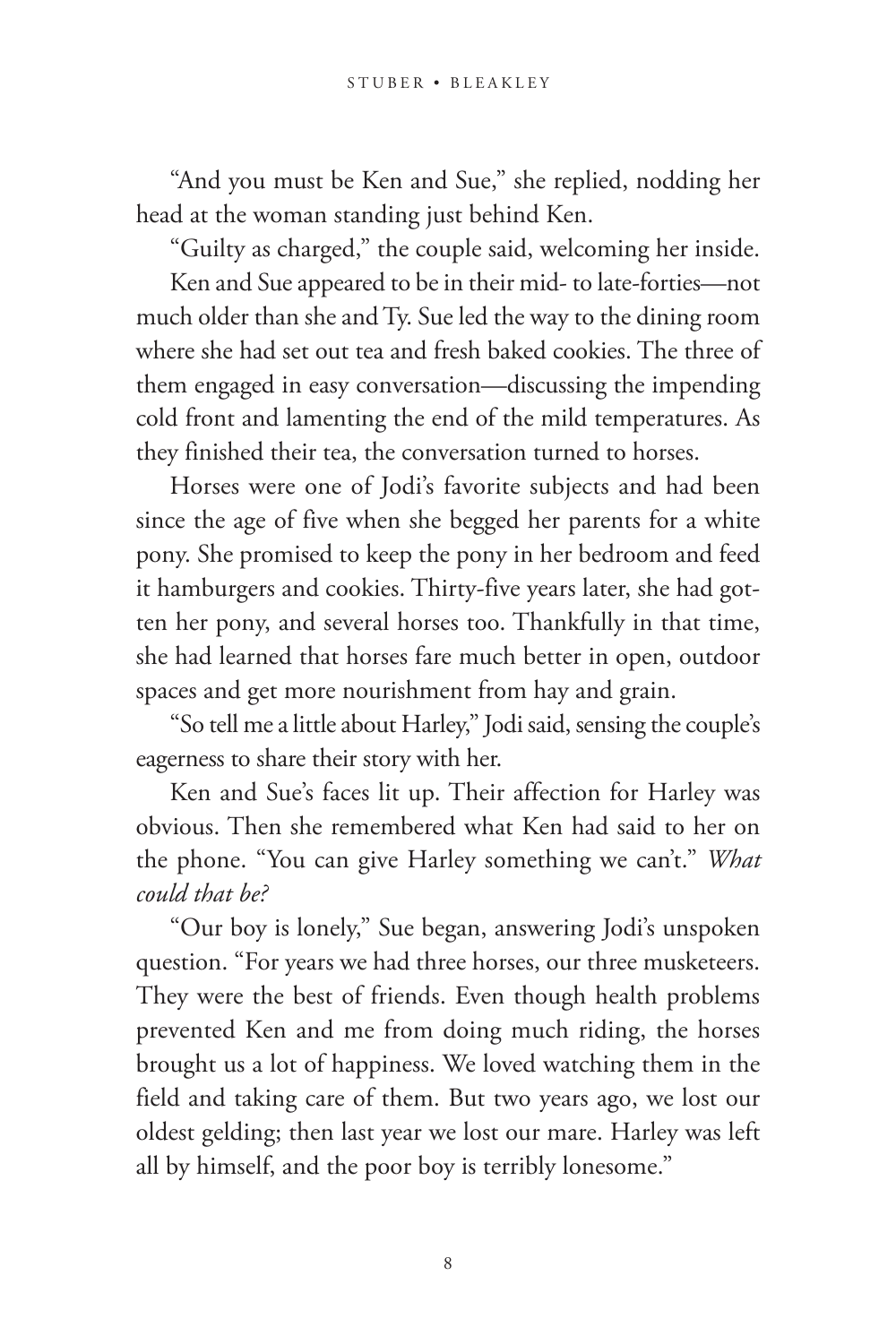"And you must be Ken and Sue," she replied, nodding her head at the woman standing just behind Ken.

"Guilty as charged," the couple said, welcoming her inside.

Ken and Sue appeared to be in their mid- to late-forties—not much older than she and Ty. Sue led the way to the dining room where she had set out tea and fresh baked cookies. The three of them engaged in easy conversation—discussing the impending cold front and lamenting the end of the mild temperatures. As they finished their tea, the conversation turned to horses.

Horses were one of Jodi's favorite subjects and had been since the age of five when she begged her parents for a white pony. She promised to keep the pony in her bedroom and feed it hamburgers and cookies. Thirty-five years later, she had gotten her pony, and several horses too. Thankfully in that time, she had learned that horses fare much better in open, outdoor spaces and get more nourishment from hay and grain.

"So tell me a little about Harley," Jodi said, sensing the couple's eagerness to share their story with her.

Ken and Sue's faces lit up. Their affection for Harley was obvious. Then she remembered what Ken had said to her on the phone. "You can give Harley something we can't." *What could that be?*

"Our boy is lonely," Sue began, answering Jodi's unspoken question. "For years we had three horses, our three musketeers. They were the best of friends. Even though health problems prevented Ken and me from doing much riding, the horses brought us a lot of happiness. We loved watching them in the field and taking care of them. But two years ago, we lost our oldest gelding; then last year we lost our mare. Harley was left all by himself, and the poor boy is terribly lonesome."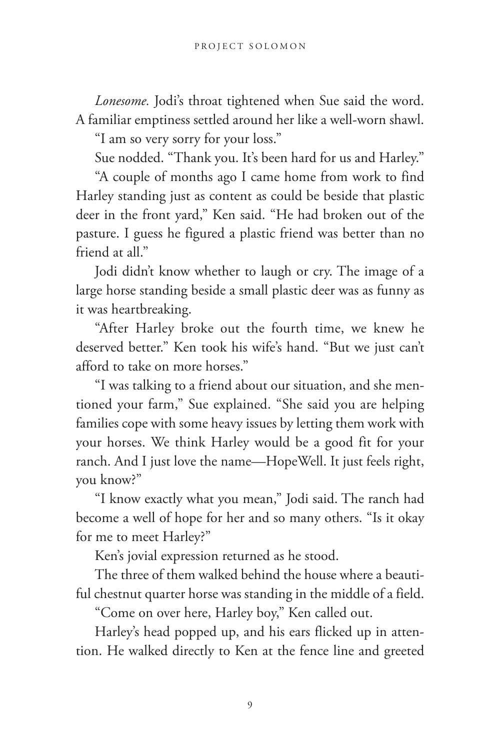*Lonesome*. Jodi's throat tightened when Sue said the word. A familiar emptiness settled around her like a well-worn shawl.

"I am so very sorry for your loss."

Sue nodded. "Thank you. It's been hard for us and Harley."

"A couple of months ago I came home from work to find Harley standing just as content as could be beside that plastic deer in the front yard," Ken said. "He had broken out of the pasture. I guess he figured a plastic friend was better than no friend at all."

Jodi didn't know whether to laugh or cry. The image of a large horse standing beside a small plastic deer was as funny as it was heartbreaking.

"After Harley broke out the fourth time, we knew he deserved better." Ken took his wife's hand. "But we just can't afford to take on more horses."

"I was talking to a friend about our situation, and she mentioned your farm," Sue explained. "She said you are helping families cope with some heavy issues by letting them work with your horses. We think Harley would be a good fit for your ranch. And I just love the name—HopeWell. It just feels right, you know?"

"I know exactly what you mean," Jodi said. The ranch had become a well of hope for her and so many others. "Is it okay for me to meet Harley?"

Ken's jovial expression returned as he stood.

The three of them walked behind the house where a beautiful chestnut quarter horse was standing in the middle of a field.

"Come on over here, Harley boy," Ken called out.

Harley's head popped up, and his ears flicked up in attention. He walked directly to Ken at the fence line and greeted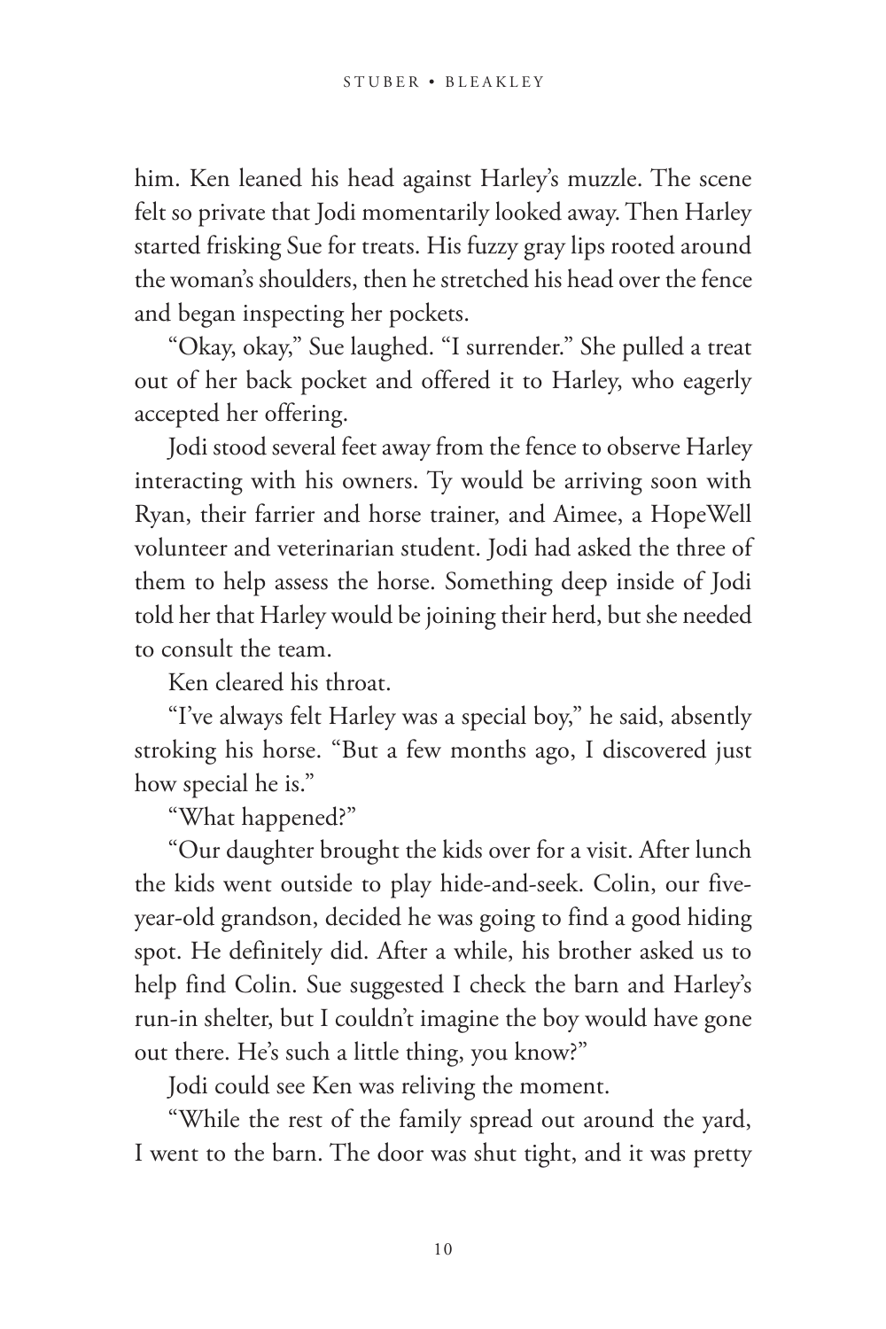him. Ken leaned his head against Harley's muzzle. The scene felt so private that Jodi momentarily looked away. Then Harley started frisking Sue for treats. His fuzzy gray lips rooted around the woman's shoulders, then he stretched his head over the fence and began inspecting her pockets.

"Okay, okay," Sue laughed. "I surrender." She pulled a treat out of her back pocket and offered it to Harley, who eagerly accepted her offering.

Jodi stood several feet away from the fence to observe Harley interacting with his owners. Ty would be arriving soon with Ryan, their farrier and horse trainer, and Aimee, a HopeWell volunteer and veterinarian student. Jodi had asked the three of them to help assess the horse. Something deep inside of Jodi told her that Harley would be joining their herd, but she needed to consult the team.

Ken cleared his throat.

"I've always felt Harley was a special boy," he said, absently stroking his horse. "But a few months ago, I discovered just how special he is."

"What happened?"

"Our daughter brought the kids over for a visit. After lunch the kids went outside to play hide-and-seek. Colin, our five-year-old grandson, decided he was going to find a good hiding spot. He definitely did. After a while, his brother asked us to help find Colin. Sue suggested I check the barn and Harley's run-in shelter, but I couldn't imagine the boy would have gone out there. He's such a little thing, you know?"

Jodi could see Ken was reliving the moment.

"While the rest of the family spread out around the yard, I went to the barn. The door was shut tight, and it was pretty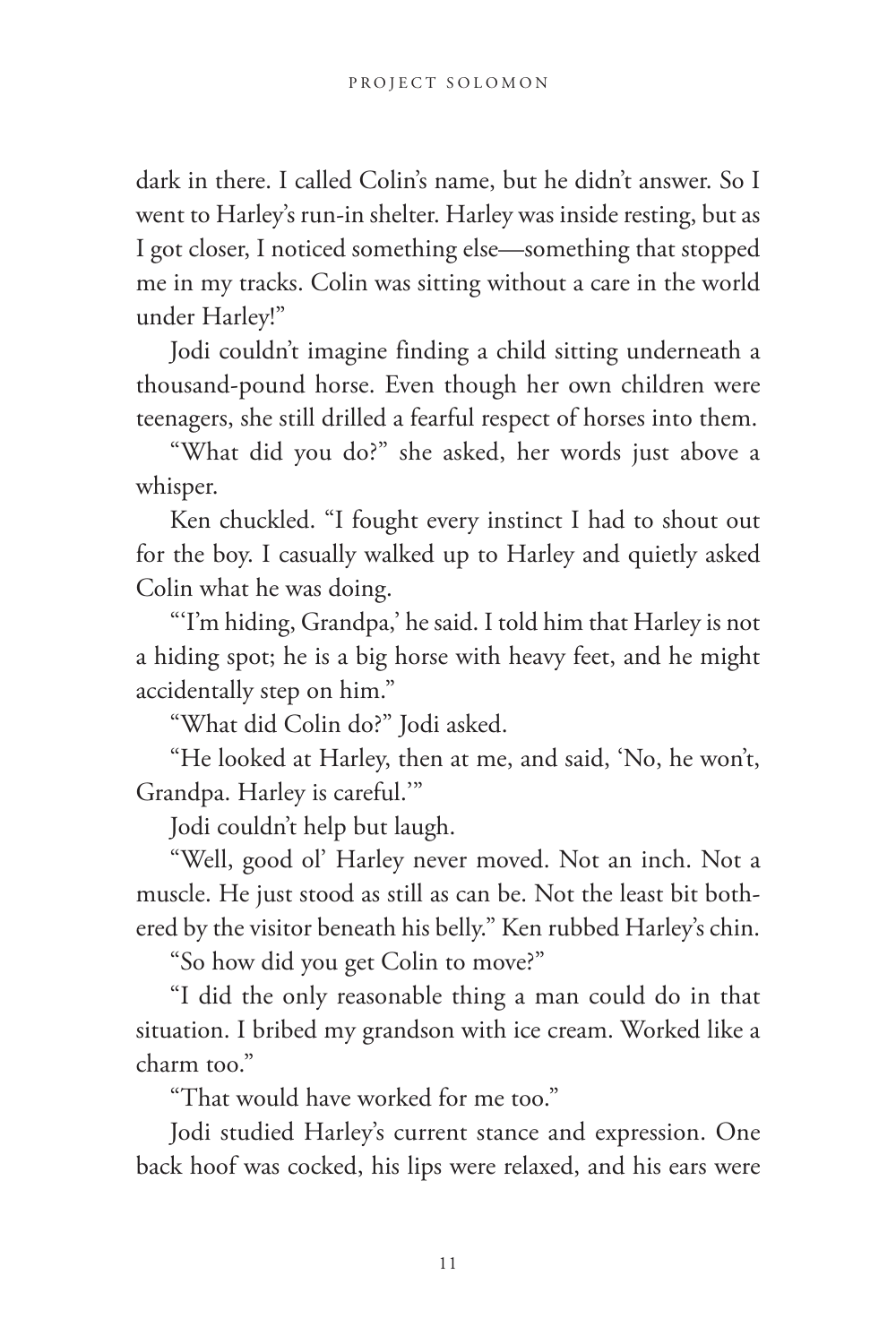dark in there. I called Colin's name, but he didn't answer. So I went to Harley's run-in shelter. Harley was inside resting, but as I got closer, I noticed something else—something that stopped me in my tracks. Colin was sitting without a care in the world under Harley!"

Jodi couldn't imagine finding a child sitting underneath a thousand-pound horse. Even though her own children were teenagers, she still drilled a fearful respect of horses into them.

"What did you do?" she asked, her words just above a whisper.

Ken chuckled. "I fought every instinct I had to shout out for the boy. I casually walked up to Harley and quietly asked Colin what he was doing.

"'I'm hiding, Grandpa,' he said. I told him that Harley is not a hiding spot; he is a big horse with heavy feet, and he might accidentally step on him."

"What did Colin do?" Jodi asked.

"He looked at Harley, then at me, and said, 'No, he won't, Grandpa. Harley is careful.'"

Jodi couldn't help but laugh.

"Well, good ol' Harley never moved. Not an inch. Not a muscle. He just stood as still as can be. Not the least bit bothered by the visitor beneath his belly." Ken rubbed Harley's chin.

"So how did you get Colin to move?"

"I did the only reasonable thing a man could do in that situation. I bribed my grandson with ice cream. Worked like a charm too."

"That would have worked for me too."

Jodi studied Harley's current stance and expression. One back hoof was cocked, his lips were relaxed, and his ears were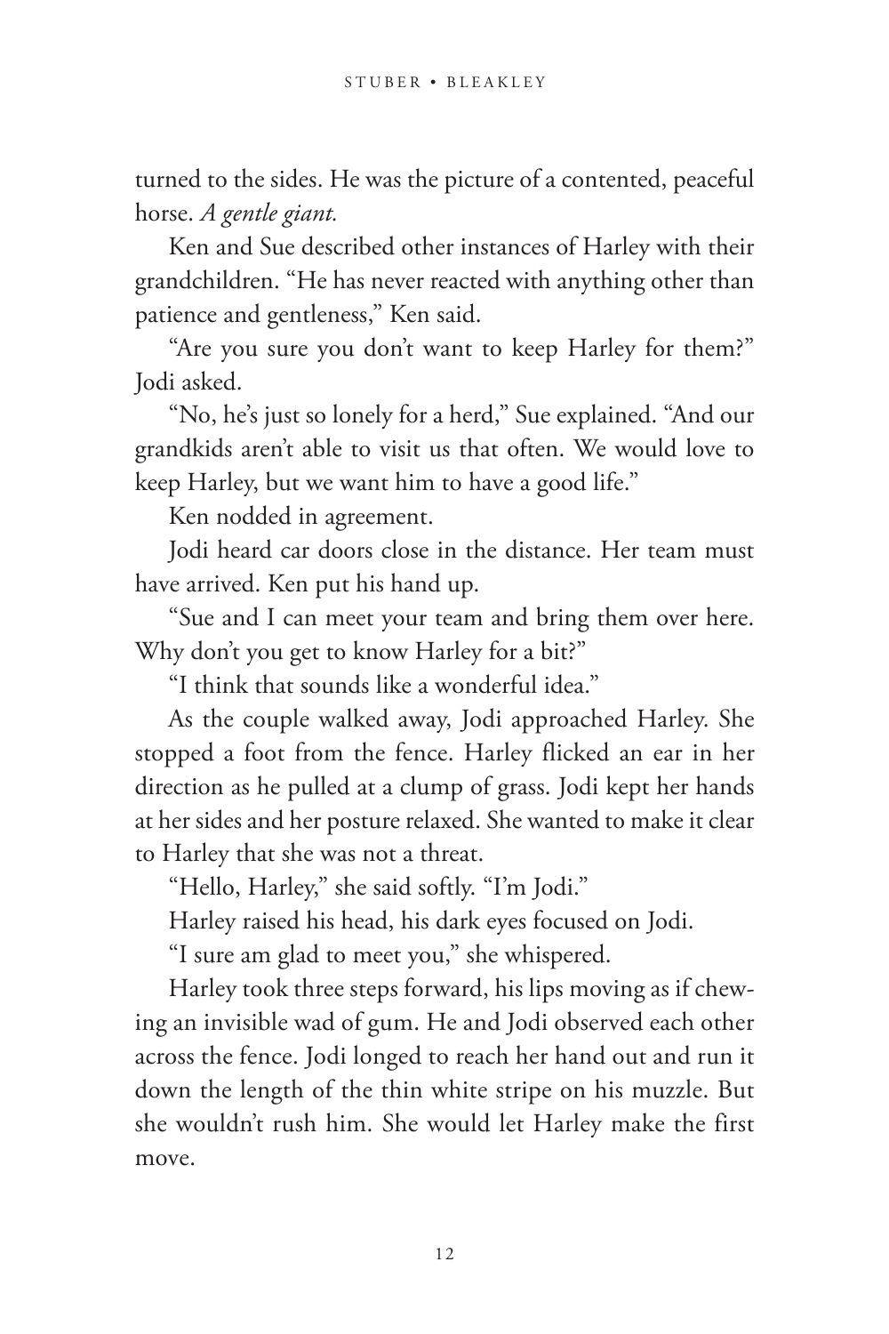turned to the sides. He was the picture of a contented, peaceful horse. *A gentle giant.*

Ken and Sue described other instances of Harley with their grandchildren. "He has never reacted with anything other than patience and gentleness," Ken said.

"Are you sure you don't want to keep Harley for them?" Jodi asked.

"No, he's just so lonely for a herd," Sue explained. "And our grandkids aren't able to visit us that often. We would love to keep Harley, but we want him to have a good life."

Ken nodded in agreement.

Jodi heard car doors close in the distance. Her team must have arrived. Ken put his hand up.

"Sue and I can meet your team and bring them over here. Why don't you get to know Harley for a bit?"

"I think that sounds like a wonderful idea."

As the couple walked away, Jodi approached Harley. She stopped a foot from the fence. Harley flicked an ear in her direction as he pulled at a clump of grass. Jodi kept her hands at her sides and her posture relaxed. She wanted to make it clear to Harley that she was not a threat.

"Hello, Harley," she said softly. "I'm Jodi."

Harley raised his head, his dark eyes focused on Jodi.

"I sure am glad to meet you," she whispered.

Harley took three steps forward, his lips moving as if chewing an invisible wad of gum. He and Jodi observed each other across the fence. Jodi longed to reach her hand out and run it down the length of the thin white stripe on his muzzle. But she wouldn't rush him. She would let Harley make the first move.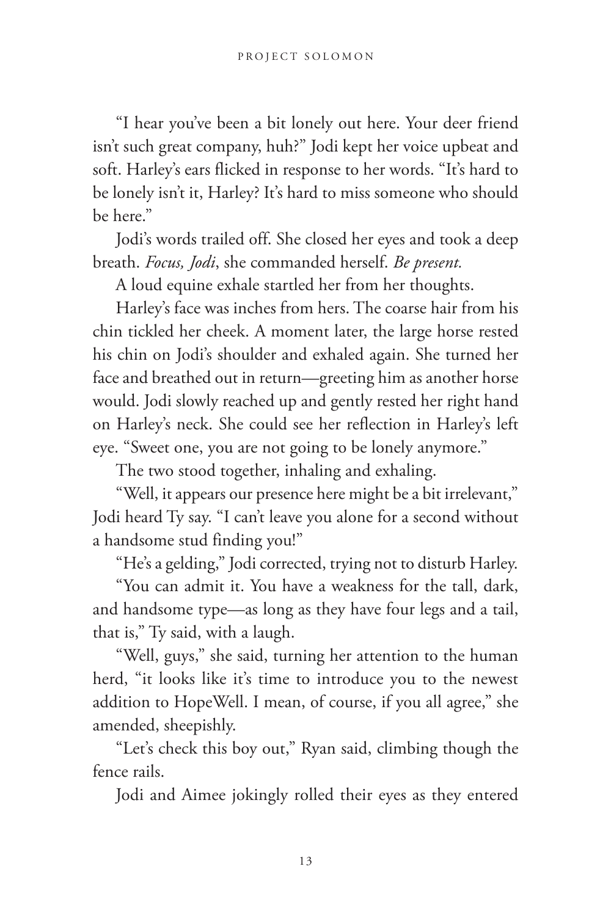"I hear you've been a bit lonely out here. Your deer friend isn't such great company, huh?" Jodi kept her voice upbeat and soft. Harley's ears flicked in response to her words. "It's hard to be lonely isn't it, Harley? It's hard to miss someone who should be here."

Jodi's words trailed off. She closed her eyes and took a deep breath. *Focus, Jodi*, she commanded herself. *Be present.*

A loud equine exhale startled her from her thoughts.

Harley's face was inches from hers. The coarse hair from his chin tickled her cheek. A moment later, the large horse rested his chin on Jodi's shoulder and exhaled again. She turned her face and breathed out in return—greeting him as another horse would. Jodi slowly reached up and gently rested her right hand on Harley's neck. She could see her reflection in Harley's left eye. "Sweet one, you are not going to be lonely anymore."

The two stood together, inhaling and exhaling.

"Well, it appears our presence here might be a bit irrelevant," Jodi heard Ty say. "I can't leave you alone for a second without a handsome stud finding you!"

"He's a gelding," Jodi corrected, trying not to disturb Harley.

"You can admit it. You have a weakness for the tall, dark, and handsome type—as long as they have four legs and a tail, that is," Ty said, with a laugh.

"Well, guys," she said, turning her attention to the human herd, "it looks like it's time to introduce you to the newest addition to HopeWell. I mean, of course, if you all agree," she amended, sheepishly.

"Let's check this boy out," Ryan said, climbing though the fence rails.

Jodi and Aimee jokingly rolled their eyes as they entered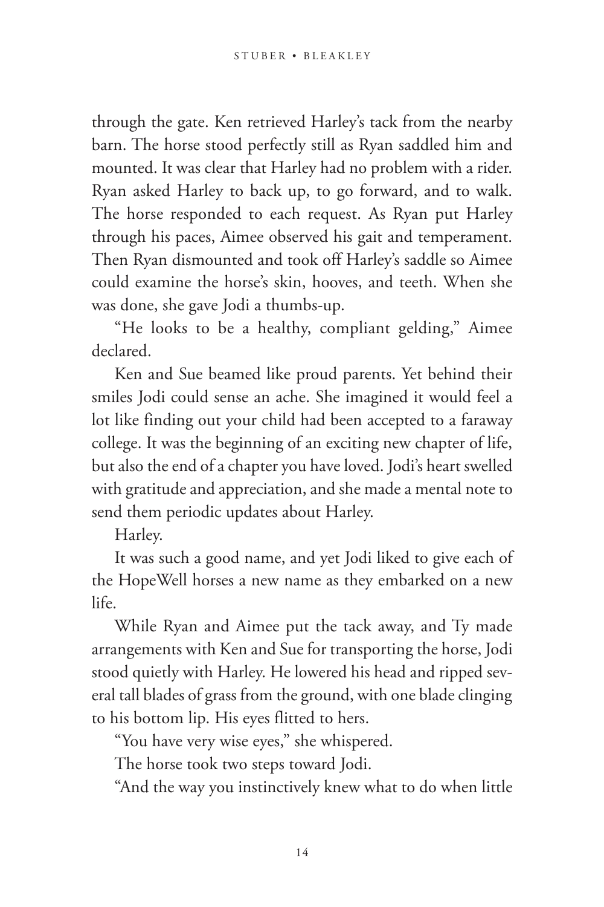through the gate. Ken retrieved Harley's tack from the nearby barn. The horse stood perfectly still as Ryan saddled him and mounted. It was clear that Harley had no problem with a rider. Ryan asked Harley to back up, to go forward, and to walk. The horse responded to each request. As Ryan put Harley through his paces, Aimee observed his gait and temperament. Then Ryan dismounted and took off Harley's saddle so Aimee could examine the horse's skin, hooves, and teeth. When she was done, she gave Jodi a thumbs-up.

"He looks to be a healthy, compliant gelding," Aimee declared.

Ken and Sue beamed like proud parents. Yet behind their smiles Jodi could sense an ache. She imagined it would feel a lot like finding out your child had been accepted to a faraway college. It was the beginning of an exciting new chapter of life, but also the end of a chapter you have loved. Jodi's heart swelled with gratitude and appreciation, and she made a mental note to send them periodic updates about Harley.

Harley.

It was such a good name, and yet Jodi liked to give each of the HopeWell horses a new name as they embarked on a new life.

While Ryan and Aimee put the tack away, and Ty made arrangements with Ken and Sue for transporting the horse, Jodi stood quietly with Harley. He lowered his head and ripped several tall blades of grass from the ground, with one blade clinging to his bottom lip. His eyes flitted to hers.

"You have very wise eyes," she whispered.

The horse took two steps toward Jodi.

"And the way you instinctively knew what to do when little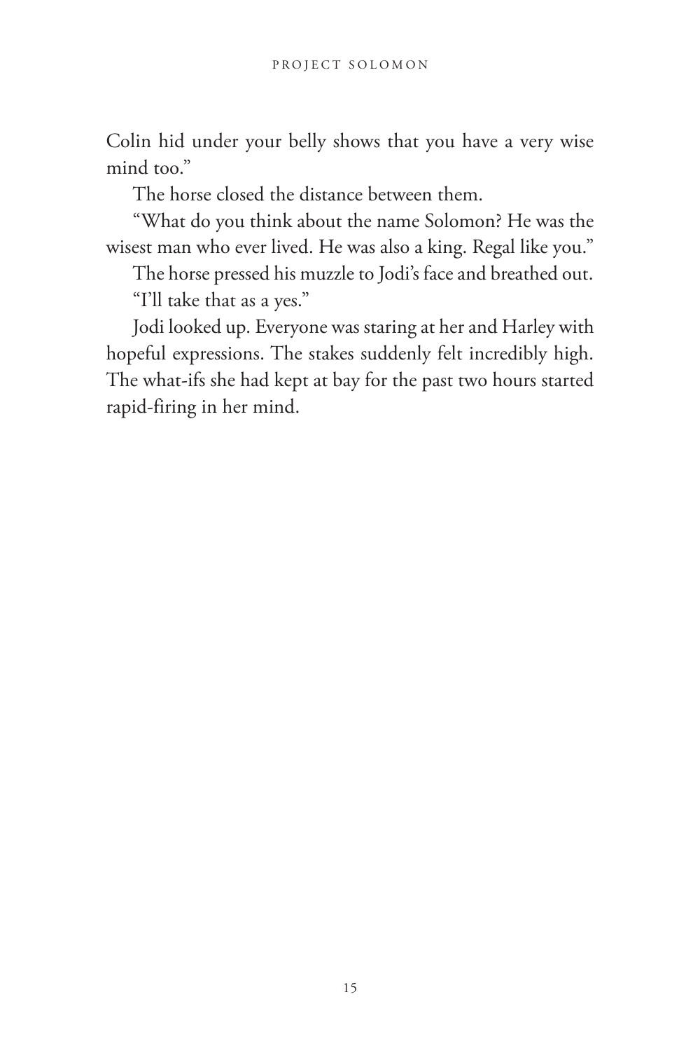Colin hid under your belly shows that you have a very wise mind too."

The horse closed the distance between them.

"What do you think about the name Solomon? He was the wisest man who ever lived. He was also a king. Regal like you."

The horse pressed his muzzle to Jodi's face and breathed out.

"I'll take that as a yes."

Jodi looked up. Everyone was staring at her and Harley with hopeful expressions. The stakes suddenly felt incredibly high. The what-ifs she had kept at bay for the past two hours started rapid-firing in her mind.